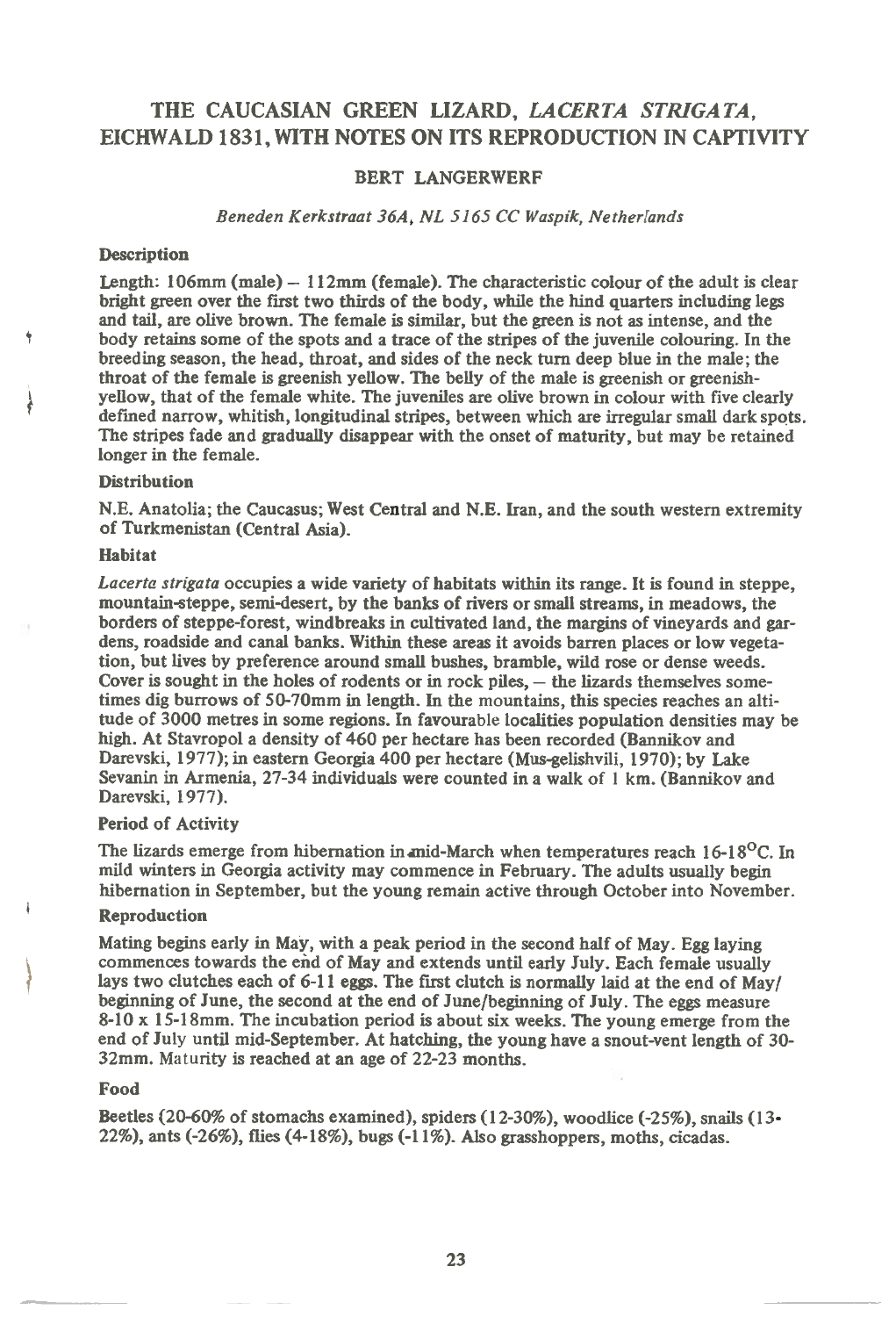# THE CAUCASIAN GREEN LIZARD, *LACERTA STRIGATA*, EICHWALD 1831, WITH NOTES ON ITS REPRODUCTION IN CAPTIVITY

**BERT LANGERWERF**

*Beneden Kerkstraat 36A, NL 5165 CC Waspik, Netherlands*

### Description

Length: 106mm (male) – 112mm (female). The characteristic colour of the adult is clear bright green over the first two thirds of the body, while the hind quarters including legs and tail, are olive brown. The female is similar, but the green is not as intense, and the body retains some of the spots and a trace of the stripes of the juvenile colouring. In the breeding season, the head, throat, and sides of the neck turn deep blue in the male; the throat of the female is greenish yellow. The belly of the male is greenish or greenish-yellow, that of the female white. The juveniles are olive brown in colour with five clearly defined narrow, whitish, longitudinal stripes, between which are irregular small dark spots. The stripes fade and gradually disappear with the onset of maturity, but may be retained longer in the female.

### Distribution

N.E. Anatolia; the Caucasus; West Central and N.E. Iran, and the south western extremity of Turkmenistan (Central Asia).

### Habitat

*Lacerta strigata* occupies a wide variety of habitats within its range. It is found in steppe, mountain-steppe, semi-desert, by the banks of rivers or small streams, in meadows, the borders of steppe-forest, windbreaks in cultivated land, the margins of vineyards and gardens, roadside and canal banks. Within these areas it avoids barren places or low vegetation, but lives by preference around small bushes, bramble, wild rose or dense weeds. Cover is sought in the holes of rodents or in rock piles, – the lizards themselves sometimes dig burrows of 50-70mm in length. In the mountains, this species reaches an altitude of 3000 metres in some regions. In favourable localities population densities may be high. At Stavropol a density of 460 per hectare has been recorded (Bannikov and Darevski, 1977); in eastern Georgia 400 per hectare (Mus-gelishvili, 1970); by Lake Sevanin in Armenia, 27-34 individuals were counted in a walk of 1 km. (Bannikov and Darevski, 1977).

### Period of Activity

The lizards emerge from hibernation in mid-March when temperatures reach 16-18°C. In mild winters in Georgia activity may commence in February. The adults usually begin hibernation in September, but the young remain active through October into November.

### Reproduction

Mating begins early in May, with a peak period in the second half of May. Egg laying commences towards the end of May and extends until early July. Each female usually lays two clutches each of 6-11 eggs. The first clutch is normally laid at the end of May/beginning of June, the second at the end of June/beginning of July. The eggs measure 8-10 x 15-18mm. The incubation period is about six weeks. The young emerge from the end of July until mid-September. At hatching, the young have a snout-vent length of 30-32mm. Maturity is reached at an age of 22-23 months.

### Food

Beetles (20-60% of stomachs examined), spiders (12-30%), woodlice (-25%), snails (13-22%), ants (-26%), flies (4-18%), bugs (-11%). Also grasshoppers, moths, cicadas.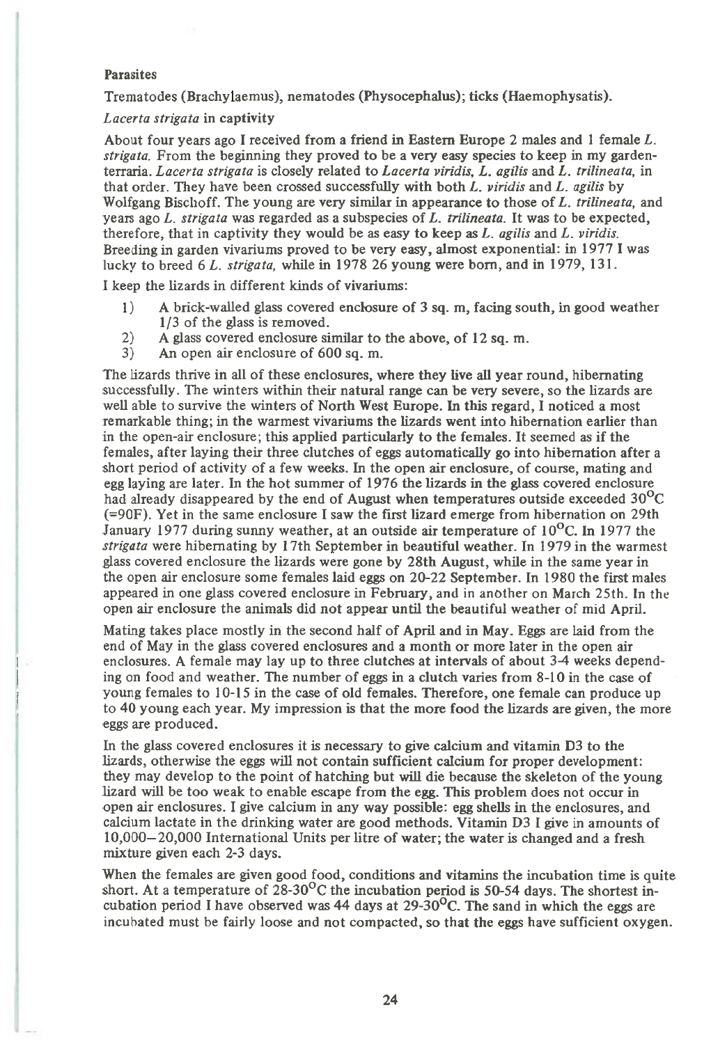**Parasites**

Trematodes (Brachylaemus), nematodes (Physocephalus); ticks (Haemophysatis).

*Lacerta strigata* **in captivity**

About four years ago I received from a friend in Eastern Europe 2 males and 1 female *L. strigata.* From the beginning they proved to be a very easy species to keep in my garden-terraria. *Lacerta strigata* is closely related to *Lacerta viridis, L. agilis* and *L. trilineata,* in that order. They have been crossed successfully with both *L. viridis* and *L. agilis* by Wolfgang Bischoff. The young are very similar in appearance to those of *L. trilineata,* and years ago *L. strigata* was regarded as a subspecies of *L. trilineata.* It was to be expected, therefore, that in captivity they would be as easy to keep as *L. agilis* and *L. viridis.* Breeding in garden vivariums proved to be very easy, almost exponential: in 1977 I was lucky to breed 6 *L. strigata,* while in 1978 26 young were born, and in 1979, 131.

I keep the lizards in different kinds of vivariums:

1) A brick-walled glass covered enclosure of 3 sq. m, facing south, in good weather 1/3 of the glass is removed.
2) A glass covered enclosure similar to the above, of 12 sq. m.
3) An open air enclosure of 600 sq. m.

The lizards thrive in all of these enclosures, where they live all year round, hibernating successfully. The winters within their natural range can be very severe, so the lizards are well able to survive the winters of North West Europe. In this regard, I noticed a most remarkable thing; in the warmest vivariums the lizards went into hibernation earlier than in the open-air enclosure; this applied particularly to the females. It seemed as if the females, after laying their three clutches of eggs automatically go into hibernation after a short period of activity of a few weeks. In the open air enclosure, of course, mating and egg laying are later. In the hot summer of 1976 the lizards in the glass covered enclosure had already disappeared by the end of August when temperatures outside exceeded 30°C (=90F). Yet in the same enclosure I saw the first lizard emerge from hibernation on 29th January 1977 during sunny weather, at an outside air temperature of 10°C. In 1977 the *strigata* were hibernating by 17th September in beautiful weather. In 1979 in the warmest glass covered enclosure the lizards were gone by 28th August, while in the same year in the open air enclosure some females laid eggs on 20-22 September. In 1980 the first males appeared in one glass covered enclosure in February, and in another on March 25th. In the open air enclosure the animals did not appear until the beautiful weather of mid April.

Mating takes place mostly in the second half of April and in May. Eggs are laid from the end of May in the glass covered enclosures and a month or more later in the open air enclosures. A female may lay up to three clutches at intervals of about 3-4 weeks depending on food and weather. The number of eggs in a clutch varies from 8-10 in the case of young females to 10-15 in the case of old females. Therefore, one female can produce up to 40 young each year. My impression is that the more food the lizards are given, the more eggs are produced.

In the glass covered enclosures it is necessary to give calcium and vitamin D3 to the lizards, otherwise the eggs will not contain sufficient calcium for proper development: they may develop to the point of hatching but will die because the skeleton of the young lizard will be too weak to enable escape from the egg. This problem does not occur in open air enclosures. I give calcium in any way possible: egg shells in the enclosures, and calcium lactate in the drinking water are good methods. Vitamin D3 I give in amounts of 10,000–20,000 International Units per litre of water; the water is changed and a fresh mixture given each 2-3 days.

When the females are given good food, conditions and vitamins the incubation time is quite short. At a temperature of 28-30°C the incubation period is 50-54 days. The shortest incubation period I have observed was 44 days at 29-30°C. The sand in which the eggs are incubated must be fairly loose and not compacted, so that the eggs have sufficient oxygen.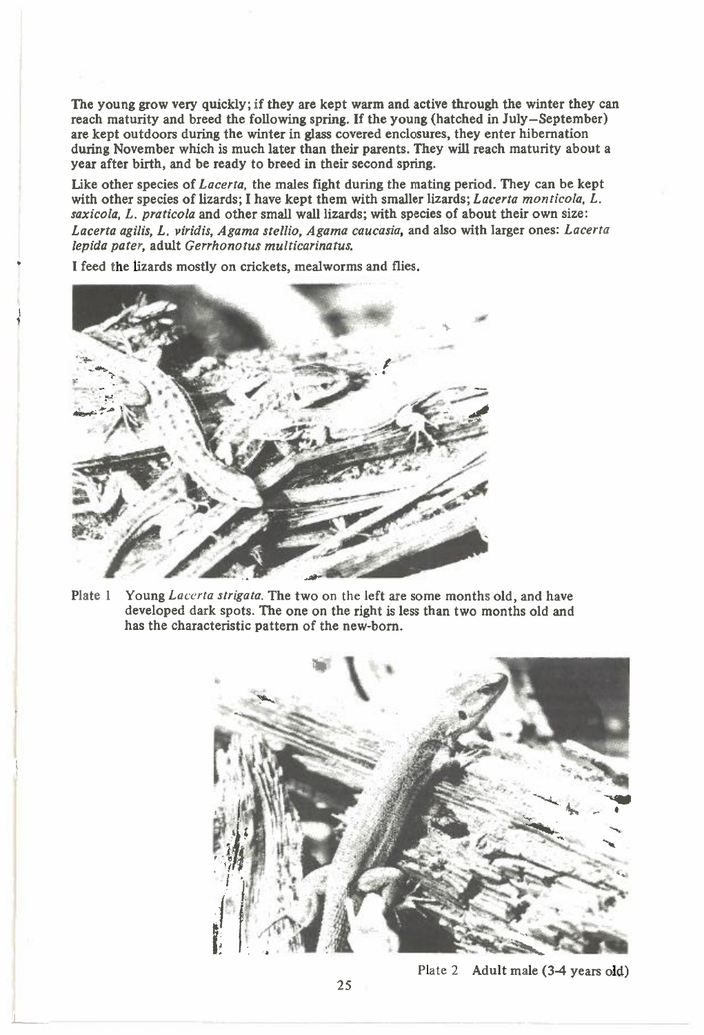The young grow very quickly; if they are kept warm and active through the winter they can reach maturity and breed the following spring. If the young (hatched in July–September) are kept outdoors during the winter in glass covered enclosures, they enter hibernation during November which is much later than their parents. They will reach maturity about a year after birth, and be ready to breed in their second spring.

Like other species of *Lacerta*, the males fight during the mating period. They can be kept with other species of lizards; I have kept them with smaller lizards; *Lacerta monticola, L. saxicola, L. praticola* and other small wall lizards; with species of about their own size: *Lacerta agilis, L. viridis, Agama stellio, Agama caucasia*, and also with larger ones: *Lacerta lepida pater*, adult *Gerrhonotus multicarinatus*.

I feed the lizards mostly on crickets, mealworms and flies.

Plate 1 Young *Lacerta strigata*. The two on the left are some months old, and have developed dark spots. The one on the right is less than two months old and has the characteristic pattern of the new-born.

Plate 2 Adult male (3-4 years old)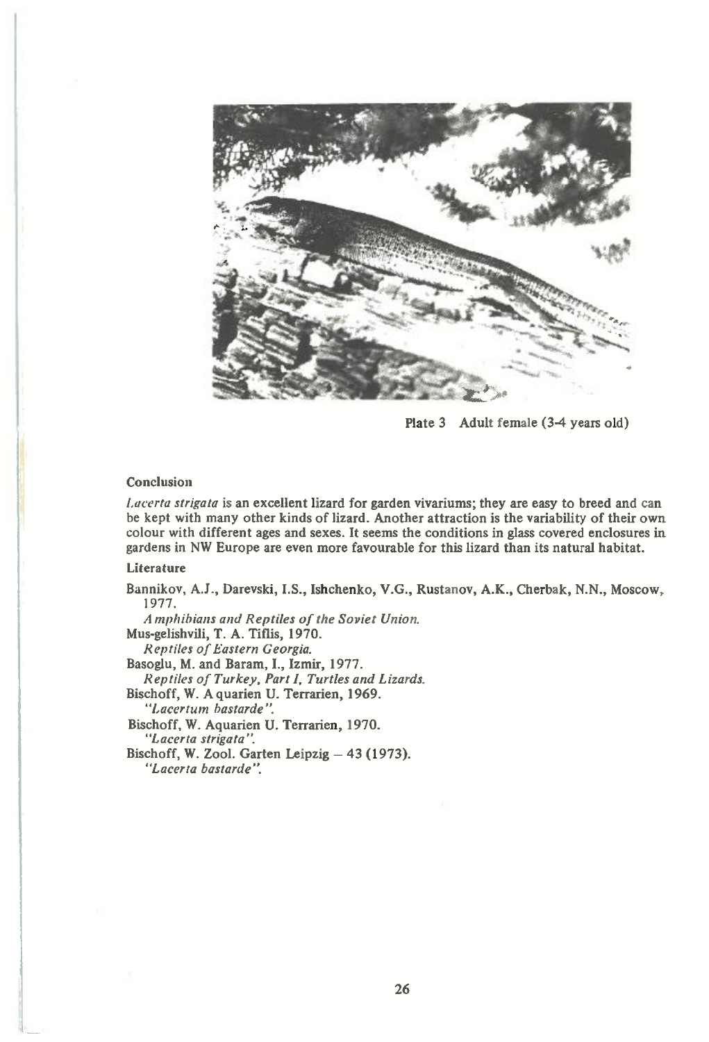Plate 3 Adult female (3-4 years old)

**Conclusion**

*Lacerta strigata* is an excellent lizard for garden vivariums; they are easy to breed and can be kept with many other kinds of lizard. Another attraction is the variability of their own colour with different ages and sexes. It seems the conditions in glass covered enclosures in gardens in NW Europe are even more favourable for this lizard than its natural habitat.

**Literature**

Bannikov, A.J., Darevski, I.S., Ishchenko, V.G., Rustanov, A.K., Cherbak, N.N., Moscow, 1977.
*Amphibians and Reptiles of the Soviet Union.*

Mus-gelishvili, T. A. Tiflis, 1970.
*Reptiles of Eastern Georgia.*

Basoglu, M. and Baram, I., Izmir, 1977.
*Reptiles of Turkey, Part I, Turtles and Lizards.*

Bischoff, W. A quarien U. Terrarien, 1969.
*"Lacertum bastarde".*

Bischoff, W. Aquarien U. Terrarien, 1970.
*"Lacerta strigata".*

Bischoff, W. Zool. Garten Leipzig – 43 (1973).
*"Lacerta bastarde".*